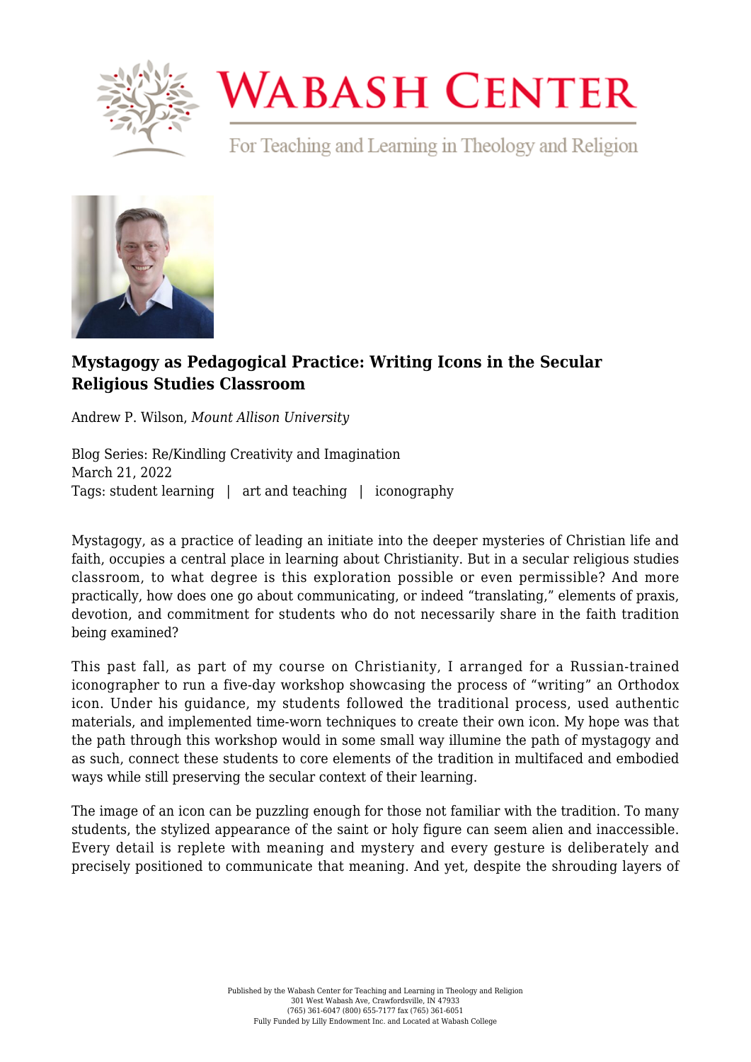# Mystagogy as Pedagogical Practice: Writing Icons in the Secular Religious Studies Classroom

Andrew P. Wilson, *Mount Allison University*

Blog Series: Re/Kindling Creativity and Imagination
March 21, 2022
Tags: student learning | art and teaching | iconography

Mystagogy, as a practice of leading an initiate into the deeper mysteries of Christian life and faith, occupies a central place in learning about Christianity. But in a secular religious studies classroom, to what degree is this exploration possible or even permissible? And more practically, how does one go about communicating, or indeed "translating," elements of praxis, devotion, and commitment for students who do not necessarily share in the faith tradition being examined?

This past fall, as part of my course on Christianity, I arranged for a Russian-trained iconographer to run a five-day workshop showcasing the process of "writing" an Orthodox icon. Under his guidance, my students followed the traditional process, used authentic materials, and implemented time-worn techniques to create their own icon. My hope was that the path through this workshop would in some small way illumine the path of mystagogy and as such, connect these students to core elements of the tradition in multifaced and embodied ways while still preserving the secular context of their learning.

The image of an icon can be puzzling enough for those not familiar with the tradition. To many students, the stylized appearance of the saint or holy figure can seem alien and inaccessible. Every detail is replete with meaning and mystery and every gesture is deliberately and precisely positioned to communicate that meaning. And yet, despite the shrouding layers of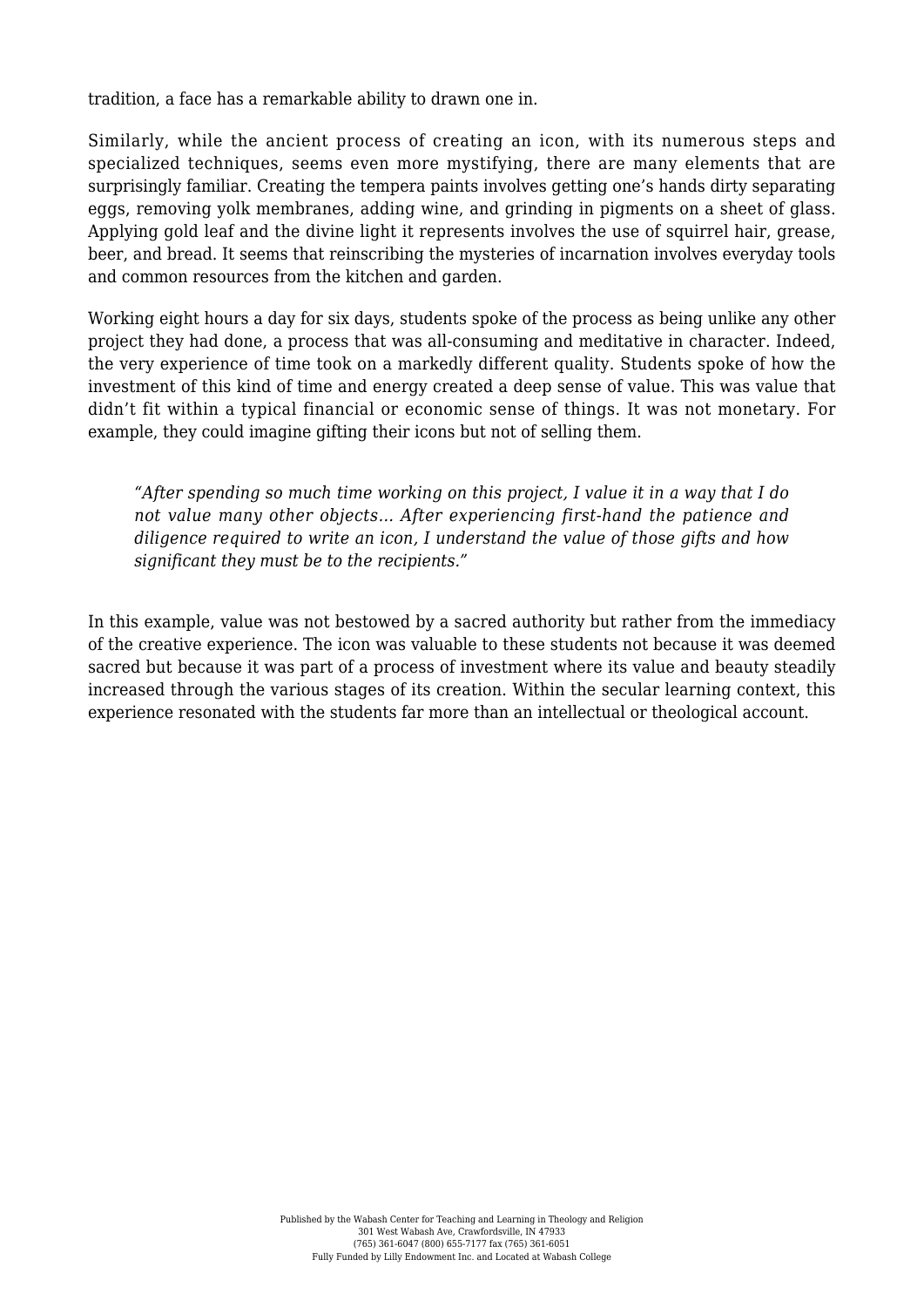tradition, a face has a remarkable ability to drawn one in.

Similarly, while the ancient process of creating an icon, with its numerous steps and specialized techniques, seems even more mystifying, there are many elements that are surprisingly familiar. Creating the tempera paints involves getting one's hands dirty separating eggs, removing yolk membranes, adding wine, and grinding in pigments on a sheet of glass. Applying gold leaf and the divine light it represents involves the use of squirrel hair, grease, beer, and bread. It seems that reinscribing the mysteries of incarnation involves everyday tools and common resources from the kitchen and garden.

Working eight hours a day for six days, students spoke of the process as being unlike any other project they had done, a process that was all-consuming and meditative in character. Indeed, the very experience of time took on a markedly different quality. Students spoke of how the investment of this kind of time and energy created a deep sense of value. This was value that didn't fit within a typical financial or economic sense of things. It was not monetary. For example, they could imagine gifting their icons but not of selling them.

> *"After spending so much time working on this project, I value it in a way that I do not value many other objects… After experiencing first-hand the patience and diligence required to write an icon, I understand the value of those gifts and how significant they must be to the recipients."*

In this example, value was not bestowed by a sacred authority but rather from the immediacy of the creative experience. The icon was valuable to these students not because it was deemed sacred but because it was part of a process of investment where its value and beauty steadily increased through the various stages of its creation. Within the secular learning context, this experience resonated with the students far more than an intellectual or theological account.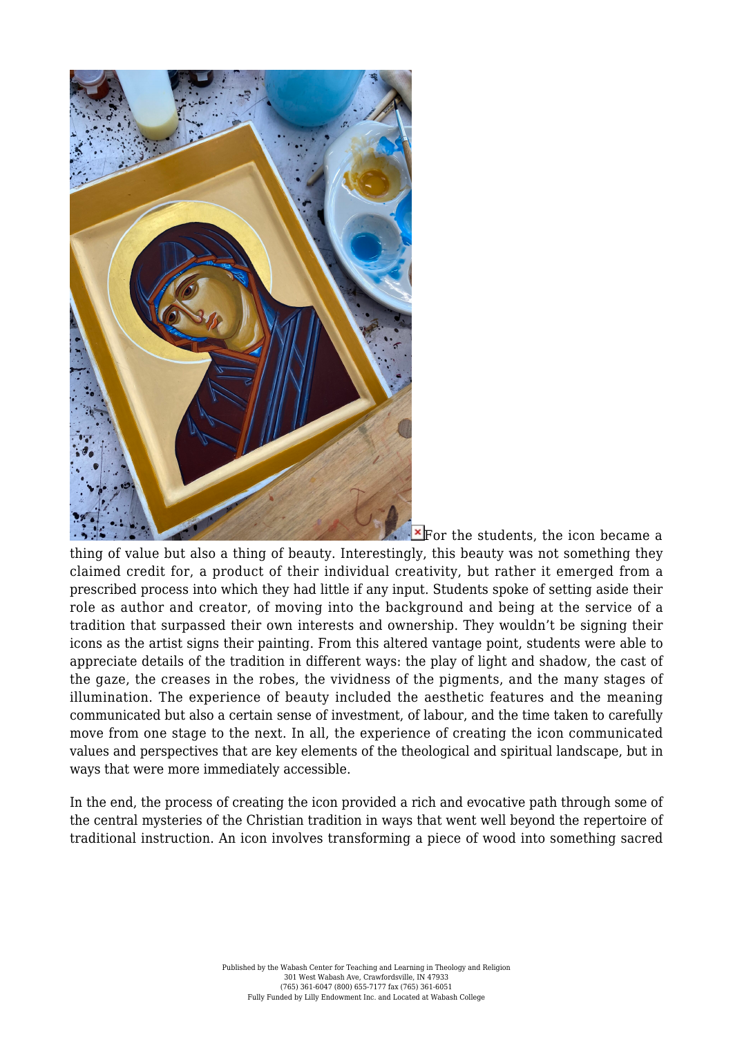For the students, the icon became a thing of value but also a thing of beauty. Interestingly, this beauty was not something they claimed credit for, a product of their individual creativity, but rather it emerged from a prescribed process into which they had little if any input. Students spoke of setting aside their role as author and creator, of moving into the background and being at the service of a tradition that surpassed their own interests and ownership. They wouldn't be signing their icons as the artist signs their painting. From this altered vantage point, students were able to appreciate details of the tradition in different ways: the play of light and shadow, the cast of the gaze, the creases in the robes, the vividness of the pigments, and the many stages of illumination. The experience of beauty included the aesthetic features and the meaning communicated but also a certain sense of investment, of labour, and the time taken to carefully move from one stage to the next. In all, the experience of creating the icon communicated values and perspectives that are key elements of the theological and spiritual landscape, but in ways that were more immediately accessible.

In the end, the process of creating the icon provided a rich and evocative path through some of the central mysteries of the Christian tradition in ways that went well beyond the repertoire of traditional instruction. An icon involves transforming a piece of wood into something sacred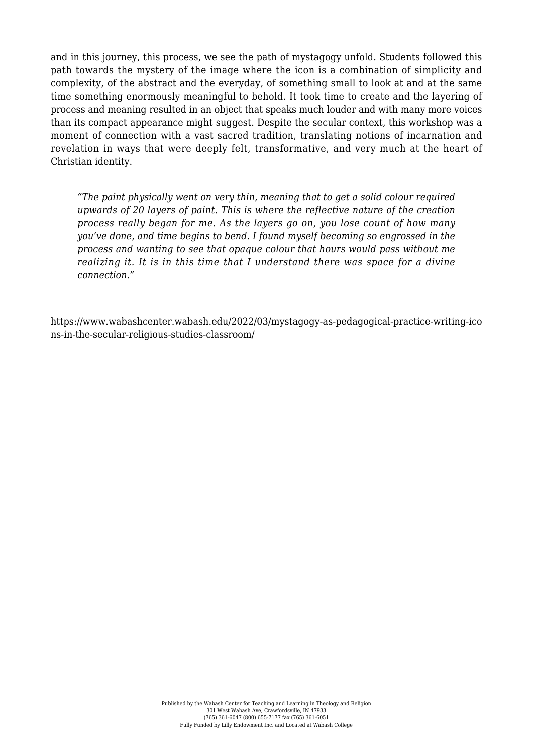and in this journey, this process, we see the path of mystagogy unfold. Students followed this path towards the mystery of the image where the icon is a combination of simplicity and complexity, of the abstract and the everyday, of something small to look at and at the same time something enormously meaningful to behold. It took time to create and the layering of process and meaning resulted in an object that speaks much louder and with many more voices than its compact appearance might suggest. Despite the secular context, this workshop was a moment of connection with a vast sacred tradition, translating notions of incarnation and revelation in ways that were deeply felt, transformative, and very much at the heart of Christian identity.

> *"The paint physically went on very thin, meaning that to get a solid colour required upwards of 20 layers of paint. This is where the reflective nature of the creation process really began for me. As the layers go on, you lose count of how many you've done, and time begins to bend. I found myself becoming so engrossed in the process and wanting to see that opaque colour that hours would pass without me realizing it. It is in this time that I understand there was space for a divine connection."*

https://www.wabashcenter.wabash.edu/2022/03/mystagogy-as-pedagogical-practice-writing-icons-in-the-secular-religious-studies-classroom/

Published by the Wabash Center for Teaching and Learning in Theology and Religion
301 West Wabash Ave, Crawfordsville, IN 47933
(765) 361-6047 (800) 655-7177 fax (765) 361-6051
Fully Funded by Lilly Endowment Inc. and Located at Wabash College